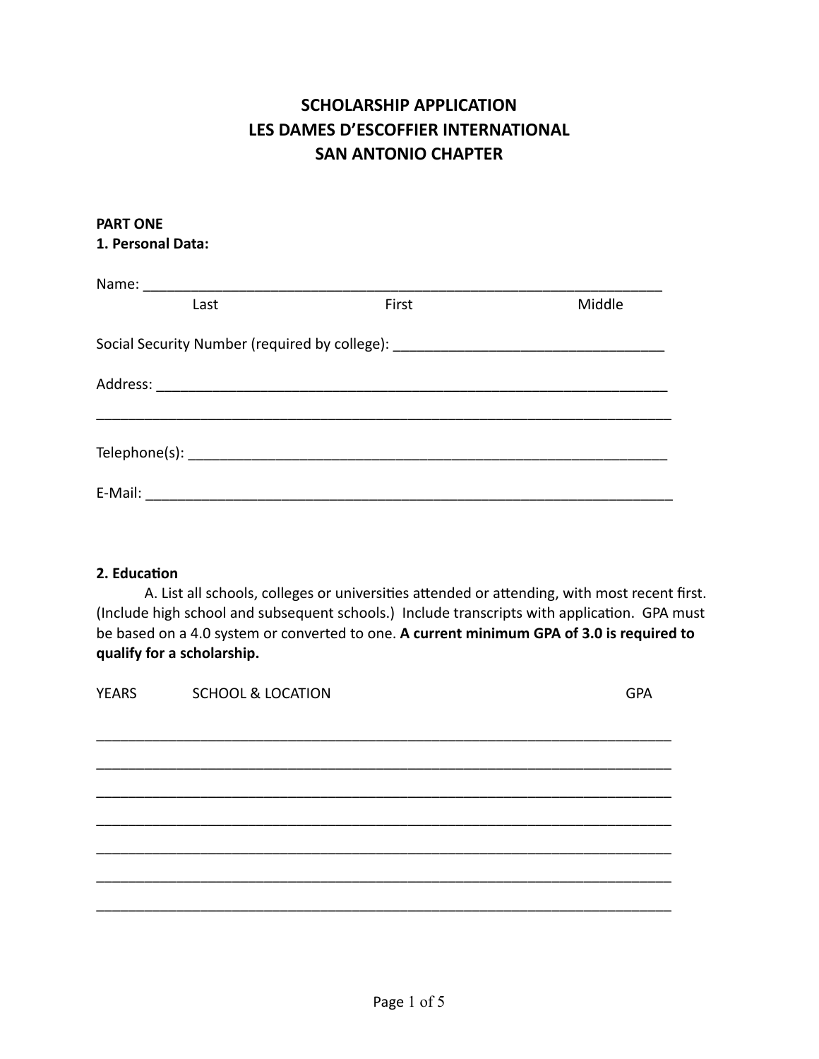# SCHOLARSHIP APPLICATION
# LES DAMES D'ESCOFFIER INTERNATIONAL
# SAN ANTONIO CHAPTER

**PART ONE**

**1. Personal Data:**

Name: ____________________________________________________________________

Last First Middle

Social Security Number (required by college): __________________________________

Address: __________________________________________________________________

__________________________________________________________________________

Telephone(s): ______________________________________________________________

E-Mail: ___________________________________________________________________

**2. Education**

A. List all schools, colleges or universities attended or attending, with most recent first. (Include high school and subsequent schools.) Include transcripts with application. GPA must be based on a 4.0 system or converted to one. **A current minimum GPA of 3.0 is required to qualify for a scholarship.**

| YEARS | SCHOOL & LOCATION | GPA |
| --- | --- | --- |
| | | |
| | | |
| | | |
| | | |
| | | |
| | | |
| | | |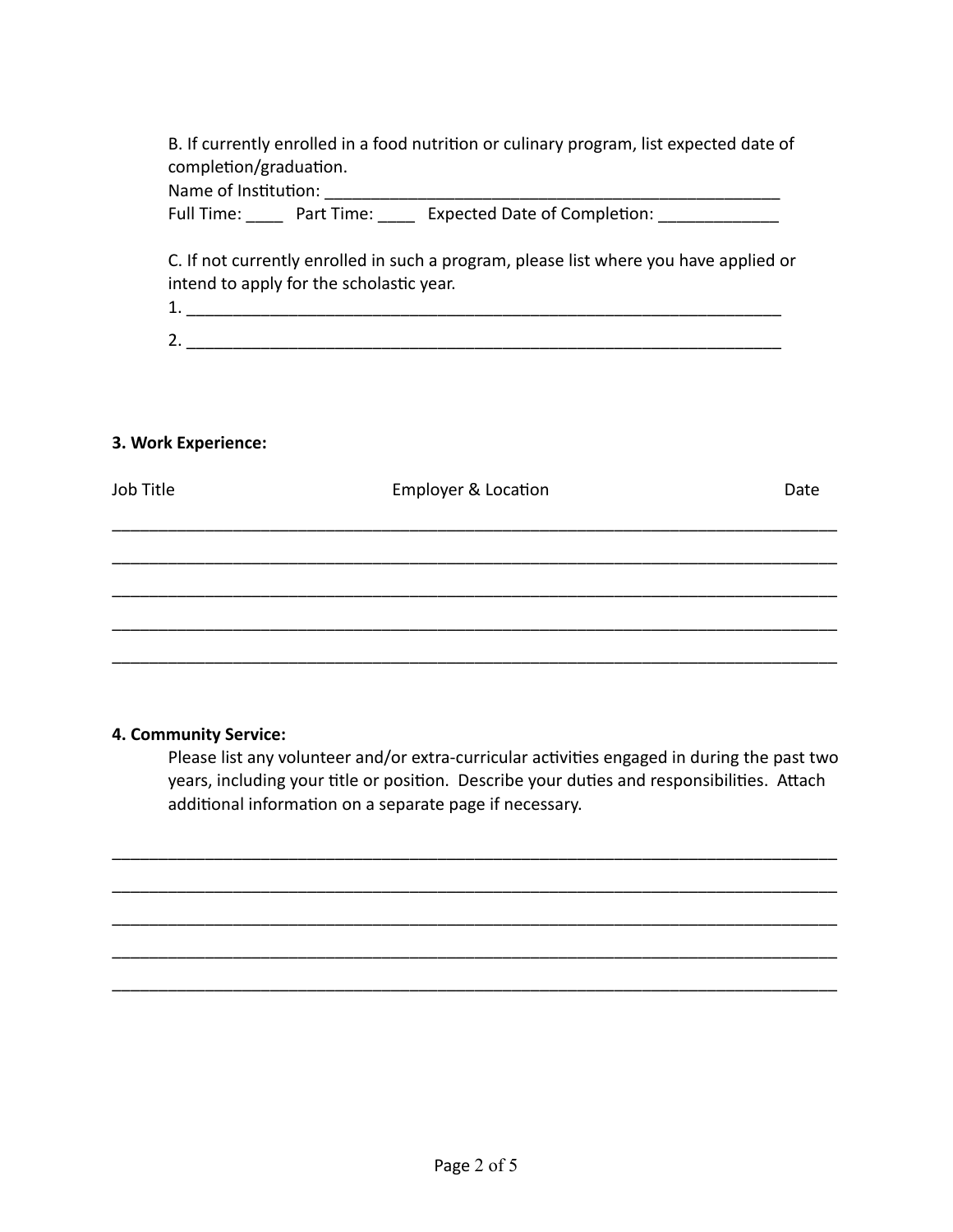B. If currently enrolled in a food nutrition or culinary program, list expected date of completion/graduation.

Name of Institution: ____________________________________________________

Full Time: ____ Part Time: ____ Expected Date of Completion: _____________

C. If not currently enrolled in such a program, please list where you have applied or intend to apply for the scholastic year.

1. ____________________________________________________________________

2. ____________________________________________________________________

**3. Work Experience:**

| Job Title | Employer & Location | Date |
|---|---|---|
| | | |
| | | |
| | | |
| | | |
| | | |

**4. Community Service:**

Please list any volunteer and/or extra-curricular activities engaged in during the past two years, including your title or position. Describe your duties and responsibilities. Attach additional information on a separate page if necessary.

________________________________________________________________________________

________________________________________________________________________________

________________________________________________________________________________

________________________________________________________________________________

________________________________________________________________________________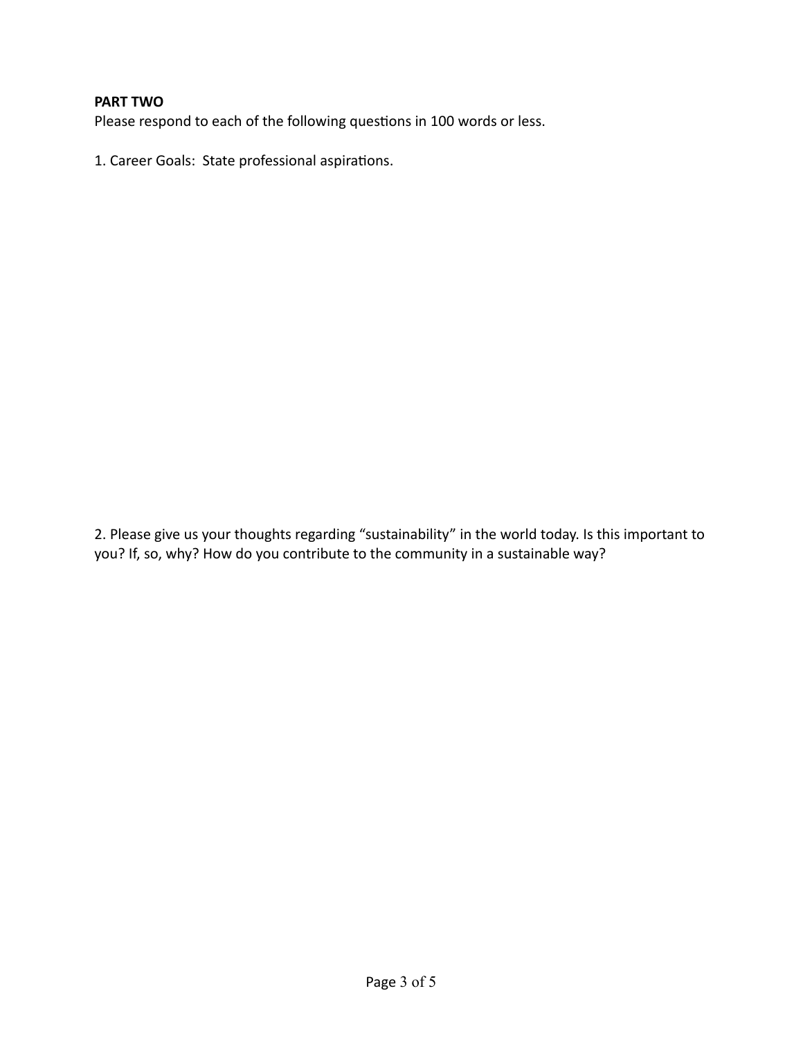**PART TWO**

Please respond to each of the following questions in 100 words or less.

1. Career Goals: State professional aspirations.

2. Please give us your thoughts regarding “sustainability” in the world today. Is this important to you? If, so, why? How do you contribute to the community in a sustainable way?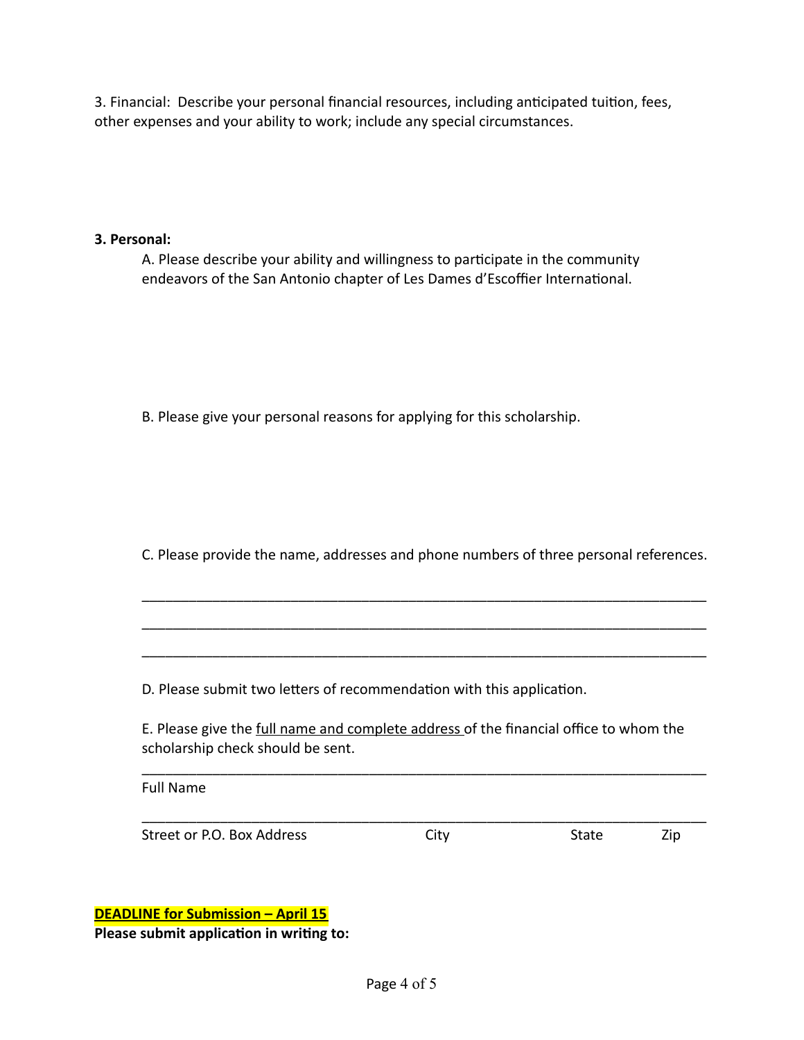3. Financial: Describe your personal financial resources, including anticipated tuition, fees, other expenses and your ability to work; include any special circumstances.

**3. Personal:**

A. Please describe your ability and willingness to participate in the community endeavors of the San Antonio chapter of Les Dames d'Escoffier International.

B. Please give your personal reasons for applying for this scholarship.

C. Please provide the name, addresses and phone numbers of three personal references.

\_\_\_\_\_\_\_\_\_\_\_\_\_\_\_\_\_\_\_\_\_\_\_\_\_\_\_\_\_\_\_\_\_\_\_\_\_\_\_\_\_\_\_\_\_\_\_\_\_\_\_\_\_\_\_\_\_\_\_\_\_\_\_\_\_\_\_\_\_\_

\_\_\_\_\_\_\_\_\_\_\_\_\_\_\_\_\_\_\_\_\_\_\_\_\_\_\_\_\_\_\_\_\_\_\_\_\_\_\_\_\_\_\_\_\_\_\_\_\_\_\_\_\_\_\_\_\_\_\_\_\_\_\_\_\_\_\_\_\_\_

\_\_\_\_\_\_\_\_\_\_\_\_\_\_\_\_\_\_\_\_\_\_\_\_\_\_\_\_\_\_\_\_\_\_\_\_\_\_\_\_\_\_\_\_\_\_\_\_\_\_\_\_\_\_\_\_\_\_\_\_\_\_\_\_\_\_\_\_\_\_

D. Please submit two letters of recommendation with this application.

E. Please give the <u>full name and complete address</u> of the financial office to whom the scholarship check should be sent.

\_\_\_\_\_\_\_\_\_\_\_\_\_\_\_\_\_\_\_\_\_\_\_\_\_\_\_\_\_\_\_\_\_\_\_\_\_\_\_\_\_\_\_\_\_\_\_\_\_\_\_\_\_\_\_\_\_\_\_\_\_\_\_\_\_\_\_\_\_\_

Full Name

\_\_\_\_\_\_\_\_\_\_\_\_\_\_\_\_\_\_\_\_\_\_\_\_\_\_\_\_\_\_\_\_\_\_\_\_\_\_\_\_\_\_\_\_\_\_\_\_\_\_\_\_\_\_\_\_\_\_\_\_\_\_\_\_\_\_\_\_\_\_

Street or P.O. Box Address          City          State          Zip

<u>**DEADLINE for Submission – April 15**</u>

**Please submit application in writing to:**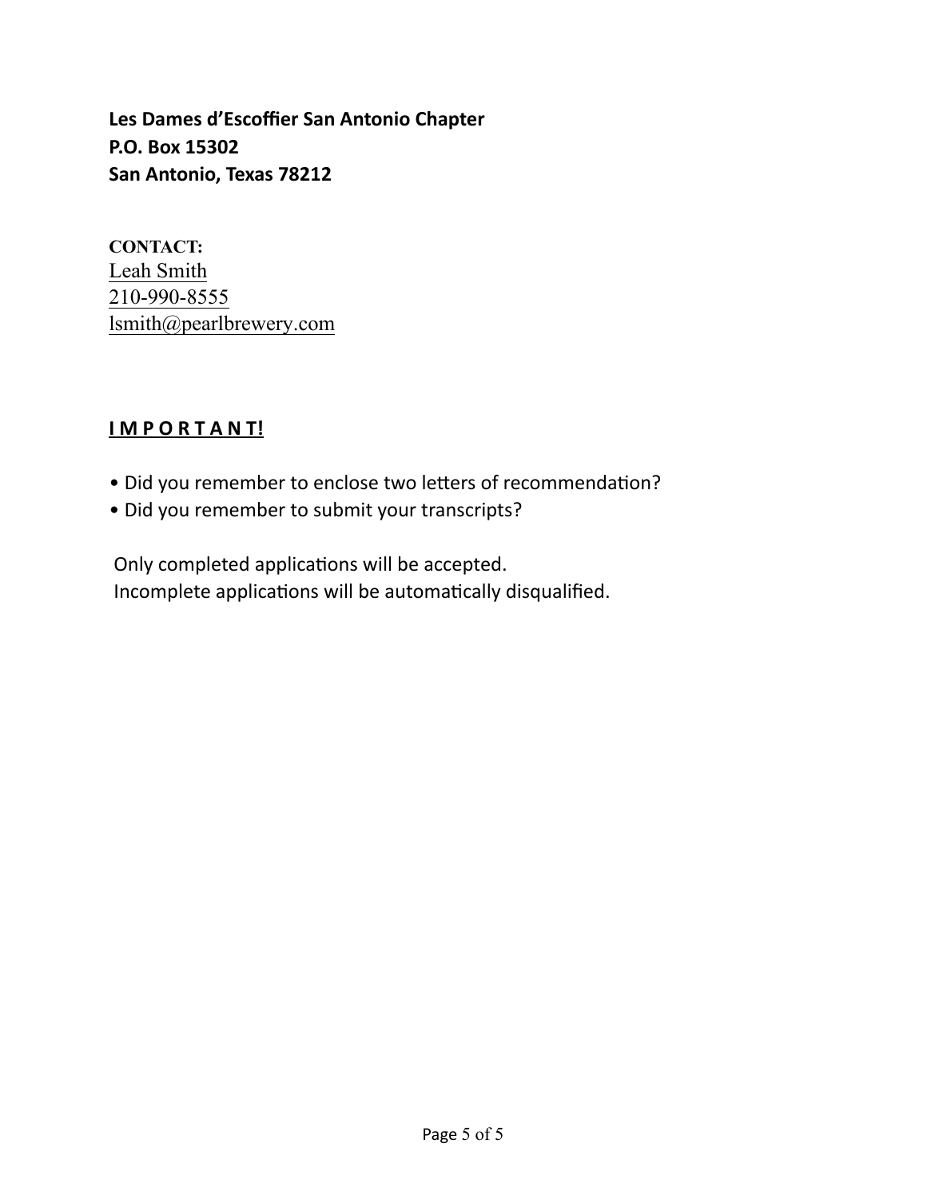**Les Dames d'Escoffier San Antonio Chapter**
**P.O. Box 15302**
**San Antonio, Texas 78212**

**CONTACT:**
Leah Smith
210-990-8555
lsmith@pearlbrewery.com

**I M P O R T A N T!**

- Did you remember to enclose two letters of recommendation?
- Did you remember to submit your transcripts?

Only completed applications will be accepted.
Incomplete applications will be automatically disqualified.